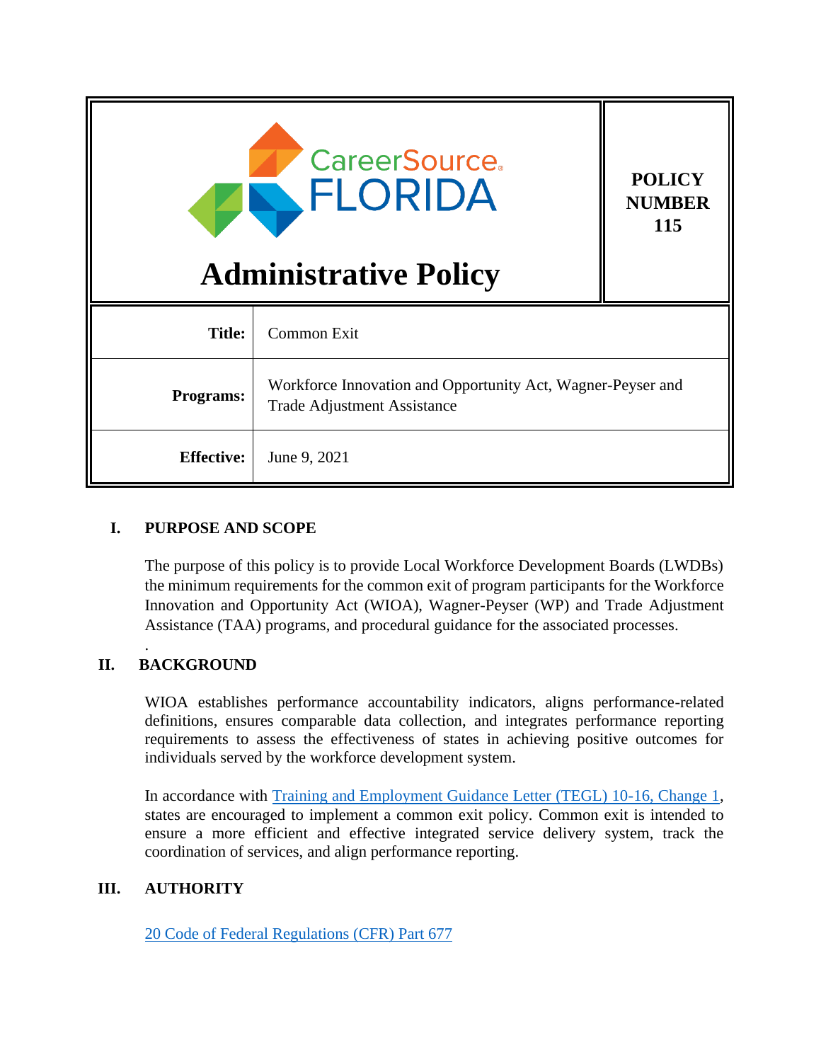| CareerSource FLORIDA Administrative Policy | POLICY NUMBER 115 |
|---|---|
| **Title:** | Common Exit |
| **Programs:** | Workforce Innovation and Opportunity Act, Wagner-Peyser and Trade Adjustment Assistance |
| **Effective:** | June 9, 2021 |

## I. PURPOSE AND SCOPE

The purpose of this policy is to provide Local Workforce Development Boards (LWDBs) the minimum requirements for the common exit of program participants for the Workforce Innovation and Opportunity Act (WIOA), Wagner-Peyser (WP) and Trade Adjustment Assistance (TAA) programs, and procedural guidance for the associated processes.

## II. BACKGROUND

WIOA establishes performance accountability indicators, aligns performance-related definitions, ensures comparable data collection, and integrates performance reporting requirements to assess the effectiveness of states in achieving positive outcomes for individuals served by the workforce development system.

In accordance with [Training and Employment Guidance Letter (TEGL) 10-16, Change 1](), states are encouraged to implement a common exit policy. Common exit is intended to ensure a more efficient and effective integrated service delivery system, track the coordination of services, and align performance reporting.

## III. AUTHORITY

[20 Code of Federal Regulations (CFR) Part 677]()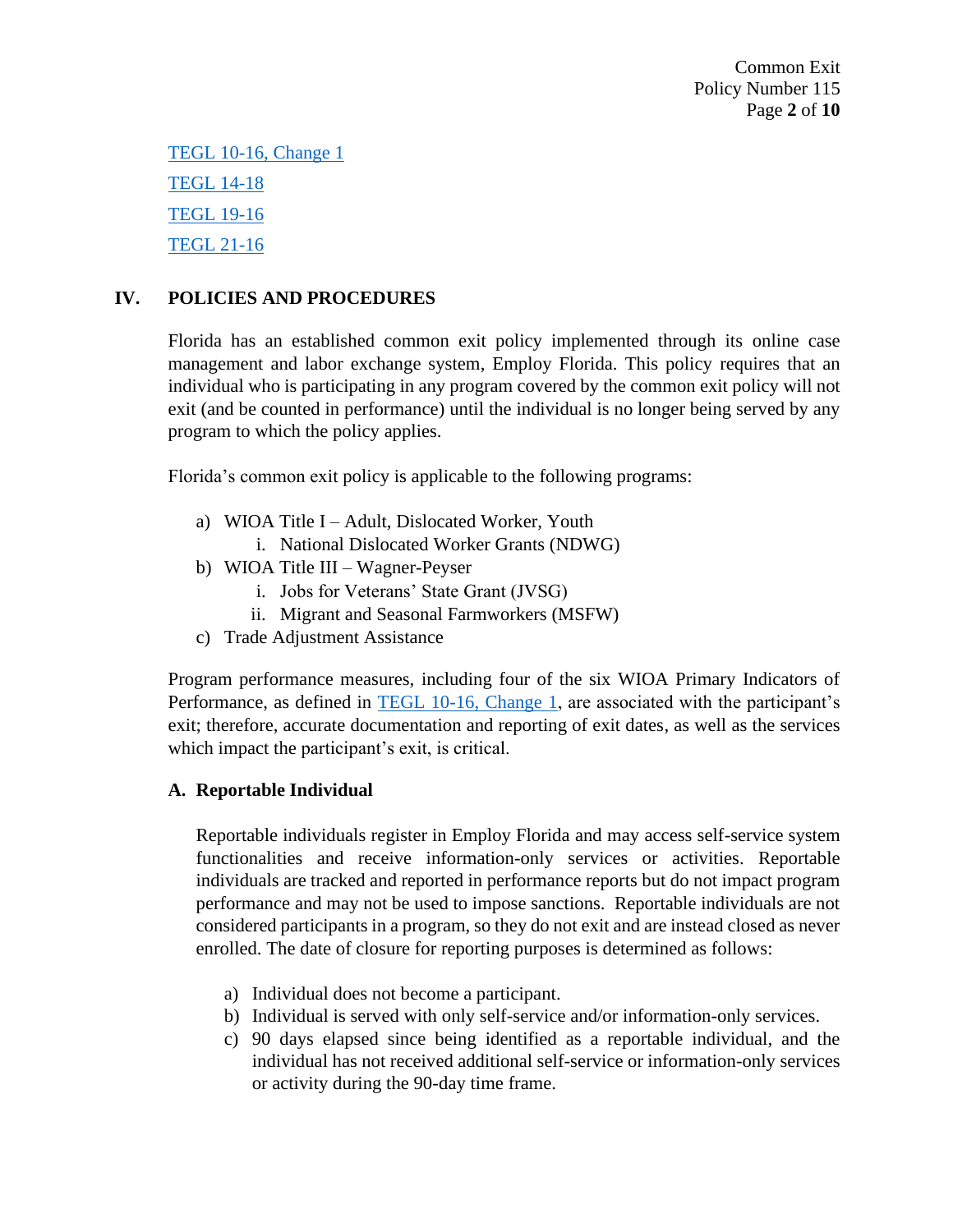[TEGL 10-16, Change 1](#)

[TEGL 14-18](#)

[TEGL 19-16](#)

[TEGL 21-16](#)

## IV. POLICIES AND PROCEDURES

Florida has an established common exit policy implemented through its online case management and labor exchange system, Employ Florida. This policy requires that an individual who is participating in any program covered by the common exit policy will not exit (and be counted in performance) until the individual is no longer being served by any program to which the policy applies.

Florida's common exit policy is applicable to the following programs:

a) WIOA Title I – Adult, Dislocated Worker, Youth
   i. National Dislocated Worker Grants (NDWG)
b) WIOA Title III – Wagner-Peyser
   i. Jobs for Veterans' State Grant (JVSG)
   ii. Migrant and Seasonal Farmworkers (MSFW)
c) Trade Adjustment Assistance

Program performance measures, including four of the six WIOA Primary Indicators of Performance, as defined in [TEGL 10-16, Change 1](#), are associated with the participant's exit; therefore, accurate documentation and reporting of exit dates, as well as the services which impact the participant's exit, is critical.

### A. Reportable Individual

Reportable individuals register in Employ Florida and may access self-service system functionalities and receive information-only services or activities. Reportable individuals are tracked and reported in performance reports but do not impact program performance and may not be used to impose sanctions. Reportable individuals are not considered participants in a program, so they do not exit and are instead closed as never enrolled. The date of closure for reporting purposes is determined as follows:

a) Individual does not become a participant.
b) Individual is served with only self-service and/or information-only services.
c) 90 days elapsed since being identified as a reportable individual, and the individual has not received additional self-service or information-only services or activity during the 90-day time frame.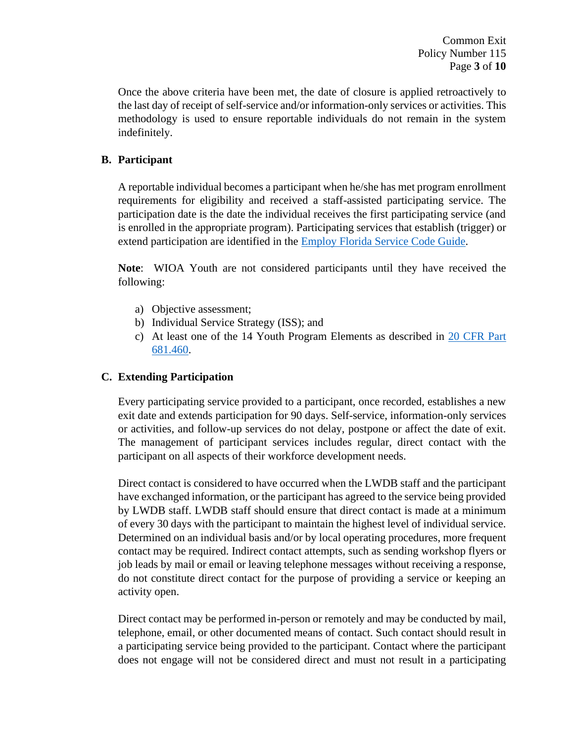Once the above criteria have been met, the date of closure is applied retroactively to the last day of receipt of self-service and/or information-only services or activities. This methodology is used to ensure reportable individuals do not remain in the system indefinitely.

## B. Participant

A reportable individual becomes a participant when he/she has met program enrollment requirements for eligibility and received a staff-assisted participating service. The participation date is the date the individual receives the first participating service (and is enrolled in the appropriate program). Participating services that establish (trigger) or extend participation are identified in the [Employ Florida Service Code Guide](Employ Florida Service Code Guide).

**Note**: WIOA Youth are not considered participants until they have received the following:

a) Objective assessment;
b) Individual Service Strategy (ISS); and
c) At least one of the 14 Youth Program Elements as described in [20 CFR Part 681.460](20 CFR Part 681.460).

## C. Extending Participation

Every participating service provided to a participant, once recorded, establishes a new exit date and extends participation for 90 days. Self-service, information-only services or activities, and follow-up services do not delay, postpone or affect the date of exit. The management of participant services includes regular, direct contact with the participant on all aspects of their workforce development needs.

Direct contact is considered to have occurred when the LWDB staff and the participant have exchanged information, or the participant has agreed to the service being provided by LWDB staff. LWDB staff should ensure that direct contact is made at a minimum of every 30 days with the participant to maintain the highest level of individual service. Determined on an individual basis and/or by local operating procedures, more frequent contact may be required. Indirect contact attempts, such as sending workshop flyers or job leads by mail or email or leaving telephone messages without receiving a response, do not constitute direct contact for the purpose of providing a service or keeping an activity open.

Direct contact may be performed in-person or remotely and may be conducted by mail, telephone, email, or other documented means of contact. Such contact should result in a participating service being provided to the participant. Contact where the participant does not engage will not be considered direct and must not result in a participating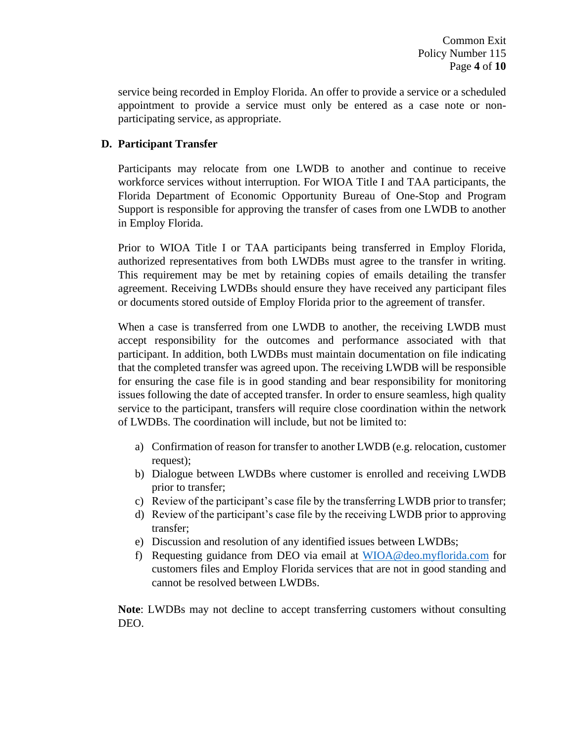service being recorded in Employ Florida. An offer to provide a service or a scheduled appointment to provide a service must only be entered as a case note or non-participating service, as appropriate.

## D. Participant Transfer

Participants may relocate from one LWDB to another and continue to receive workforce services without interruption. For WIOA Title I and TAA participants, the Florida Department of Economic Opportunity Bureau of One-Stop and Program Support is responsible for approving the transfer of cases from one LWDB to another in Employ Florida.

Prior to WIOA Title I or TAA participants being transferred in Employ Florida, authorized representatives from both LWDBs must agree to the transfer in writing. This requirement may be met by retaining copies of emails detailing the transfer agreement. Receiving LWDBs should ensure they have received any participant files or documents stored outside of Employ Florida prior to the agreement of transfer.

When a case is transferred from one LWDB to another, the receiving LWDB must accept responsibility for the outcomes and performance associated with that participant. In addition, both LWDBs must maintain documentation on file indicating that the completed transfer was agreed upon. The receiving LWDB will be responsible for ensuring the case file is in good standing and bear responsibility for monitoring issues following the date of accepted transfer. In order to ensure seamless, high quality service to the participant, transfers will require close coordination within the network of LWDBs. The coordination will include, but not be limited to:

a) Confirmation of reason for transfer to another LWDB (e.g. relocation, customer request);
b) Dialogue between LWDBs where customer is enrolled and receiving LWDB prior to transfer;
c) Review of the participant's case file by the transferring LWDB prior to transfer;
d) Review of the participant's case file by the receiving LWDB prior to approving transfer;
e) Discussion and resolution of any identified issues between LWDBs;
f) Requesting guidance from DEO via email at WIOA@deo.myflorida.com for customers files and Employ Florida services that are not in good standing and cannot be resolved between LWDBs.

**Note**: LWDBs may not decline to accept transferring customers without consulting DEO.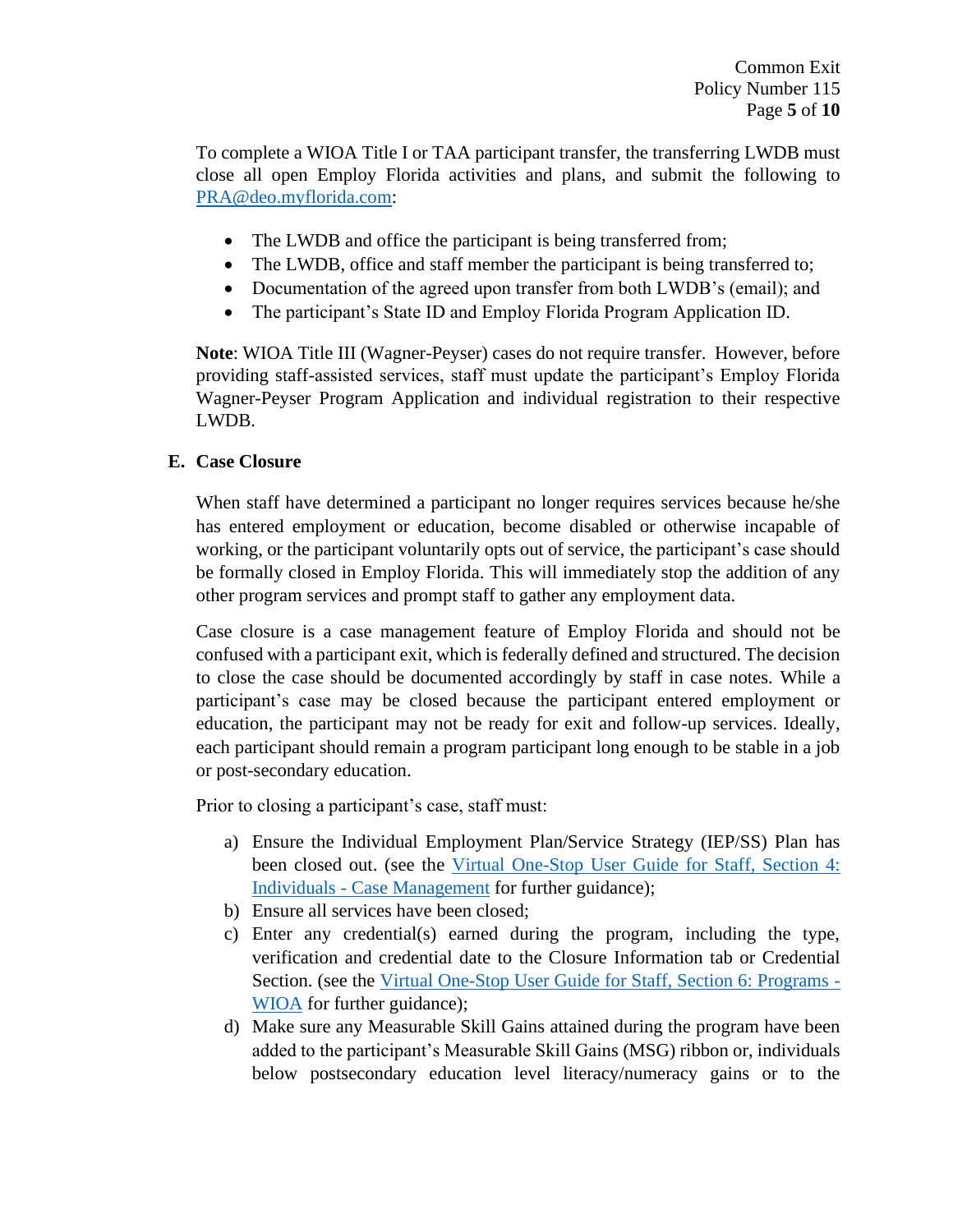To complete a WIOA Title I or TAA participant transfer, the transferring LWDB must close all open Employ Florida activities and plans, and submit the following to [PRA@deo.myflorida.com](mailto:PRA@deo.myflorida.com):

- The LWDB and office the participant is being transferred from;
- The LWDB, office and staff member the participant is being transferred to;
- Documentation of the agreed upon transfer from both LWDB's (email); and
- The participant's State ID and Employ Florida Program Application ID.

**Note**: WIOA Title III (Wagner-Peyser) cases do not require transfer. However, before providing staff-assisted services, staff must update the participant's Employ Florida Wagner-Peyser Program Application and individual registration to their respective LWDB.

## E. Case Closure

When staff have determined a participant no longer requires services because he/she has entered employment or education, become disabled or otherwise incapable of working, or the participant voluntarily opts out of service, the participant's case should be formally closed in Employ Florida. This will immediately stop the addition of any other program services and prompt staff to gather any employment data.

Case closure is a case management feature of Employ Florida and should not be confused with a participant exit, which is federally defined and structured. The decision to close the case should be documented accordingly by staff in case notes. While a participant's case may be closed because the participant entered employment or education, the participant may not be ready for exit and follow-up services. Ideally, each participant should remain a program participant long enough to be stable in a job or post-secondary education.

Prior to closing a participant's case, staff must:

a) Ensure the Individual Employment Plan/Service Strategy (IEP/SS) Plan has been closed out. (see the Virtual One-Stop User Guide for Staff, Section 4: Individuals - Case Management for further guidance);
b) Ensure all services have been closed;
c) Enter any credential(s) earned during the program, including the type, verification and credential date to the Closure Information tab or Credential Section. (see the Virtual One-Stop User Guide for Staff, Section 6: Programs - WIOA for further guidance);
d) Make sure any Measurable Skill Gains attained during the program have been added to the participant's Measurable Skill Gains (MSG) ribbon or, individuals below postsecondary education level literacy/numeracy gains or to the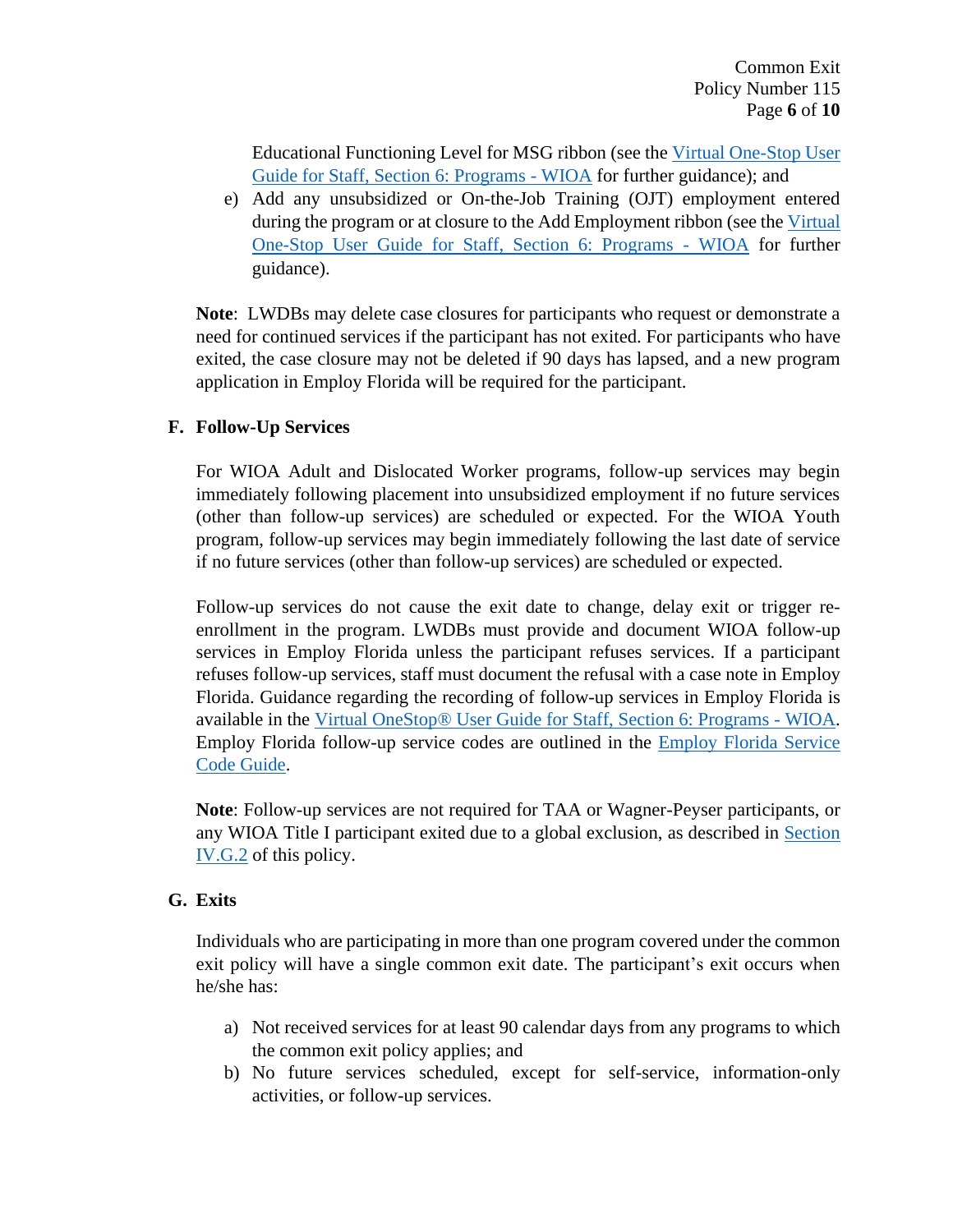Educational Functioning Level for MSG ribbon (see the [Virtual One-Stop User Guide for Staff, Section 6: Programs - WIOA]() for further guidance); and

e) Add any unsubsidized or On-the-Job Training (OJT) employment entered during the program or at closure to the Add Employment ribbon (see the [Virtual One-Stop User Guide for Staff, Section 6: Programs - WIOA]() for further guidance).

**Note**: LWDBs may delete case closures for participants who request or demonstrate a need for continued services if the participant has not exited. For participants who have exited, the case closure may not be deleted if 90 days has lapsed, and a new program application in Employ Florida will be required for the participant.

## F. Follow-Up Services

For WIOA Adult and Dislocated Worker programs, follow-up services may begin immediately following placement into unsubsidized employment if no future services (other than follow-up services) are scheduled or expected. For the WIOA Youth program, follow-up services may begin immediately following the last date of service if no future services (other than follow-up services) are scheduled or expected.

Follow-up services do not cause the exit date to change, delay exit or trigger re-enrollment in the program. LWDBs must provide and document WIOA follow-up services in Employ Florida unless the participant refuses services. If a participant refuses follow-up services, staff must document the refusal with a case note in Employ Florida. Guidance regarding the recording of follow-up services in Employ Florida is available in the [Virtual OneStop® User Guide for Staff, Section 6: Programs - WIOA](). Employ Florida follow-up service codes are outlined in the [Employ Florida Service Code Guide]().

**Note**: Follow-up services are not required for TAA or Wagner-Peyser participants, or any WIOA Title I participant exited due to a global exclusion, as described in [Section IV.G.2]() of this policy.

## G. Exits

Individuals who are participating in more than one program covered under the common exit policy will have a single common exit date. The participant's exit occurs when he/she has:

a) Not received services for at least 90 calendar days from any programs to which the common exit policy applies; and
b) No future services scheduled, except for self-service, information-only activities, or follow-up services.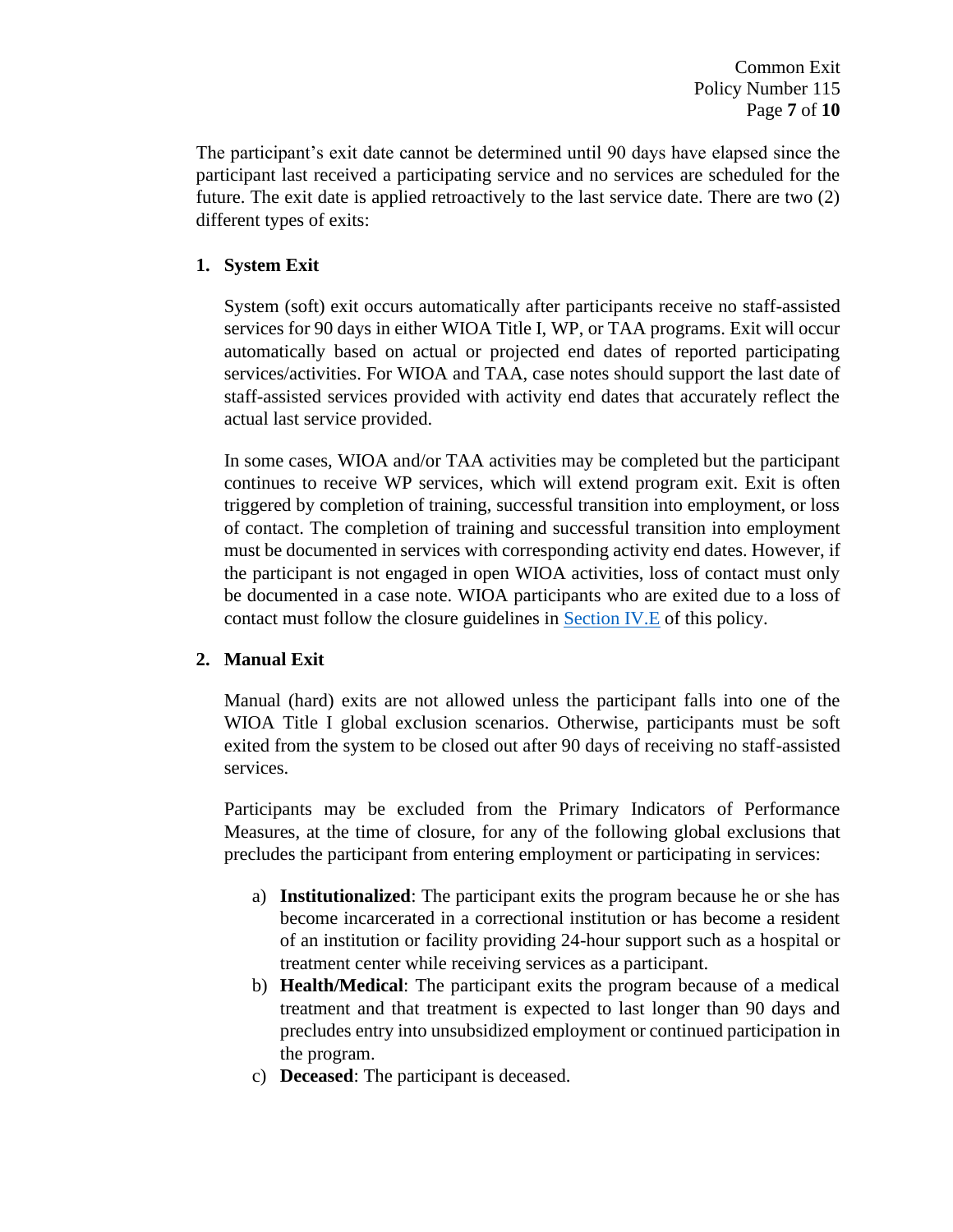The participant's exit date cannot be determined until 90 days have elapsed since the participant last received a participating service and no services are scheduled for the future. The exit date is applied retroactively to the last service date. There are two (2) different types of exits:

1. **System Exit**

   System (soft) exit occurs automatically after participants receive no staff-assisted services for 90 days in either WIOA Title I, WP, or TAA programs. Exit will occur automatically based on actual or projected end dates of reported participating services/activities. For WIOA and TAA, case notes should support the last date of staff-assisted services provided with activity end dates that accurately reflect the actual last service provided.

   In some cases, WIOA and/or TAA activities may be completed but the participant continues to receive WP services, which will extend program exit. Exit is often triggered by completion of training, successful transition into employment, or loss of contact. The completion of training and successful transition into employment must be documented in services with corresponding activity end dates. However, if the participant is not engaged in open WIOA activities, loss of contact must only be documented in a case note. WIOA participants who are exited due to a loss of contact must follow the closure guidelines in Section IV.E of this policy.

2. **Manual Exit**

   Manual (hard) exits are not allowed unless the participant falls into one of the WIOA Title I global exclusion scenarios. Otherwise, participants must be soft exited from the system to be closed out after 90 days of receiving no staff-assisted services.

   Participants may be excluded from the Primary Indicators of Performance Measures, at the time of closure, for any of the following global exclusions that precludes the participant from entering employment or participating in services:

   a) **Institutionalized**: The participant exits the program because he or she has become incarcerated in a correctional institution or has become a resident of an institution or facility providing 24-hour support such as a hospital or treatment center while receiving services as a participant.
   b) **Health/Medical**: The participant exits the program because of a medical treatment and that treatment is expected to last longer than 90 days and precludes entry into unsubsidized employment or continued participation in the program.
   c) **Deceased**: The participant is deceased.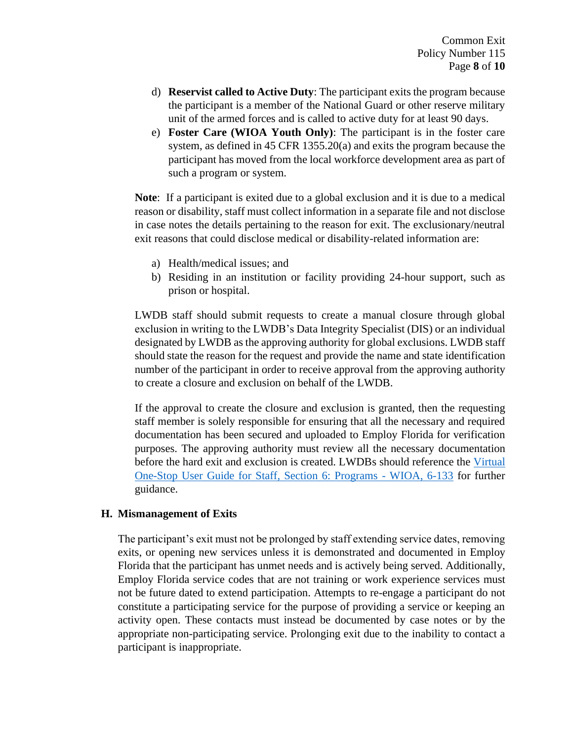d) **Reservist called to Active Duty**: The participant exits the program because the participant is a member of the National Guard or other reserve military unit of the armed forces and is called to active duty for at least 90 days.

e) **Foster Care (WIOA Youth Only)**: The participant is in the foster care system, as defined in 45 CFR 1355.20(a) and exits the program because the participant has moved from the local workforce development area as part of such a program or system.

**Note**: If a participant is exited due to a global exclusion and it is due to a medical reason or disability, staff must collect information in a separate file and not disclose in case notes the details pertaining to the reason for exit. The exclusionary/neutral exit reasons that could disclose medical or disability-related information are:

a) Health/medical issues; and
b) Residing in an institution or facility providing 24-hour support, such as prison or hospital.

LWDB staff should submit requests to create a manual closure through global exclusion in writing to the LWDB's Data Integrity Specialist (DIS) or an individual designated by LWDB as the approving authority for global exclusions. LWDB staff should state the reason for the request and provide the name and state identification number of the participant in order to receive approval from the approving authority to create a closure and exclusion on behalf of the LWDB.

If the approval to create the closure and exclusion is granted, then the requesting staff member is solely responsible for ensuring that all the necessary and required documentation has been secured and uploaded to Employ Florida for verification purposes. The approving authority must review all the necessary documentation before the hard exit and exclusion is created. LWDBs should reference the Virtual One-Stop User Guide for Staff, Section 6: Programs - WIOA, 6-133 for further guidance.

### H. Mismanagement of Exits

The participant's exit must not be prolonged by staff extending service dates, removing exits, or opening new services unless it is demonstrated and documented in Employ Florida that the participant has unmet needs and is actively being served. Additionally, Employ Florida service codes that are not training or work experience services must not be future dated to extend participation. Attempts to re-engage a participant do not constitute a participating service for the purpose of providing a service or keeping an activity open. These contacts must instead be documented by case notes or by the appropriate non-participating service. Prolonging exit due to the inability to contact a participant is inappropriate.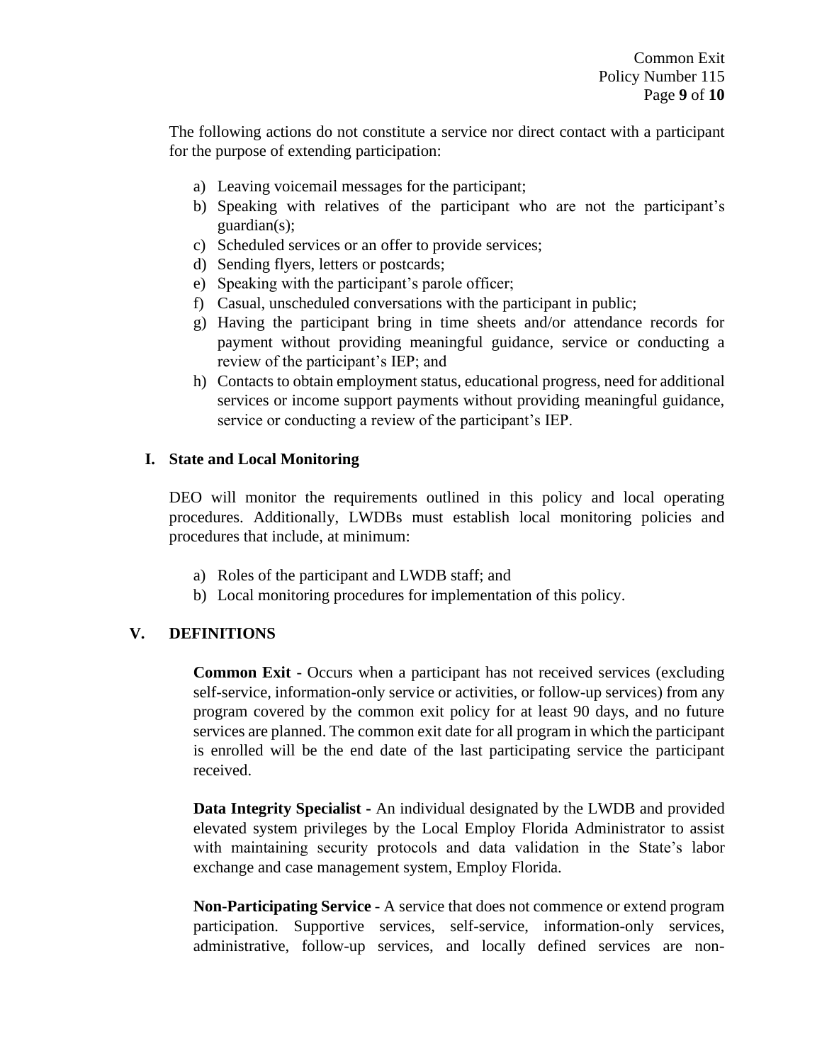The following actions do not constitute a service nor direct contact with a participant for the purpose of extending participation:

a) Leaving voicemail messages for the participant;
b) Speaking with relatives of the participant who are not the participant's guardian(s);
c) Scheduled services or an offer to provide services;
d) Sending flyers, letters or postcards;
e) Speaking with the participant's parole officer;
f) Casual, unscheduled conversations with the participant in public;
g) Having the participant bring in time sheets and/or attendance records for payment without providing meaningful guidance, service or conducting a review of the participant's IEP; and
h) Contacts to obtain employment status, educational progress, need for additional services or income support payments without providing meaningful guidance, service or conducting a review of the participant's IEP.

### I. State and Local Monitoring

DEO will monitor the requirements outlined in this policy and local operating procedures. Additionally, LWDBs must establish local monitoring policies and procedures that include, at minimum:

a) Roles of the participant and LWDB staff; and
b) Local monitoring procedures for implementation of this policy.

## V. DEFINITIONS

**Common Exit** - Occurs when a participant has not received services (excluding self-service, information-only service or activities, or follow-up services) from any program covered by the common exit policy for at least 90 days, and no future services are planned. The common exit date for all program in which the participant is enrolled will be the end date of the last participating service the participant received.

**Data Integrity Specialist** - An individual designated by the LWDB and provided elevated system privileges by the Local Employ Florida Administrator to assist with maintaining security protocols and data validation in the State's labor exchange and case management system, Employ Florida.

**Non-Participating Service** - A service that does not commence or extend program participation. Supportive services, self-service, information-only services, administrative, follow-up services, and locally defined services are non-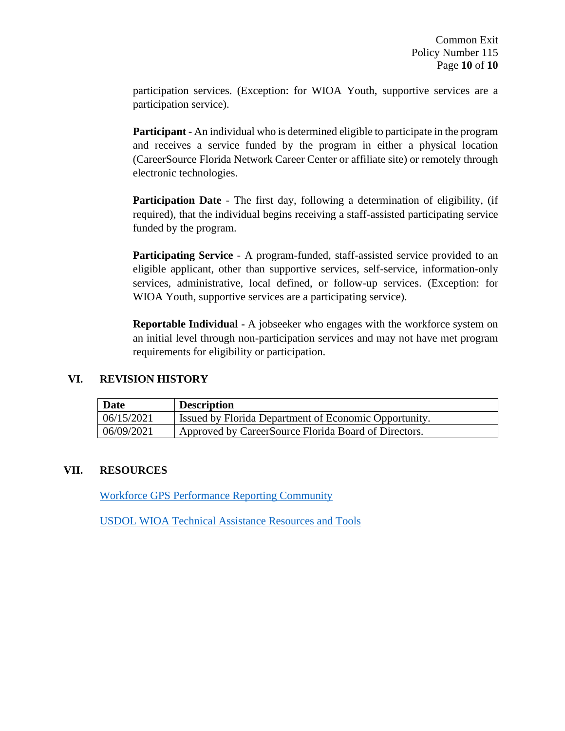participation services. (Exception: for WIOA Youth, supportive services are a participation service).

**Participant** - An individual who is determined eligible to participate in the program and receives a service funded by the program in either a physical location (CareerSource Florida Network Career Center or affiliate site) or remotely through electronic technologies.

**Participation Date** - The first day, following a determination of eligibility, (if required), that the individual begins receiving a staff-assisted participating service funded by the program.

**Participating Service** - A program-funded, staff-assisted service provided to an eligible applicant, other than supportive services, self-service, information-only services, administrative, local defined, or follow-up services. (Exception: for WIOA Youth, supportive services are a participating service).

**Reportable Individual -** A jobseeker who engages with the workforce system on an initial level through non-participation services and may not have met program requirements for eligibility or participation.

## VI. REVISION HISTORY

| Date | Description |
|---|---|
| 06/15/2021 | Issued by Florida Department of Economic Opportunity. |
| 06/09/2021 | Approved by CareerSource Florida Board of Directors. |

## VII. RESOURCES

Workforce GPS Performance Reporting Community

USDOL WIOA Technical Assistance Resources and Tools